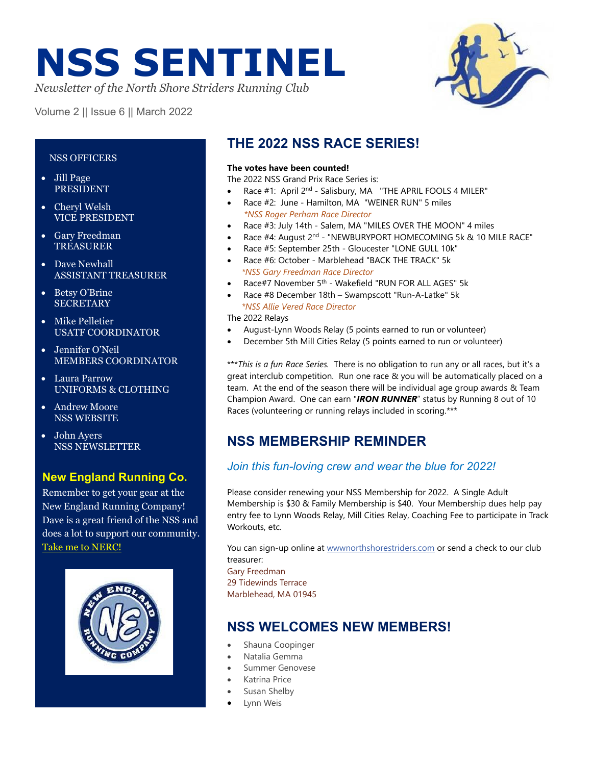# NSS SENTINEL

*Newsletter of the North Shore Striders Running Club*

Volume 2 || Issue 6 || March 2022

NSS OFFICERS

- Jill Page
  PRESIDENT
- Cheryl Welsh
  VICE PRESIDENT
- Gary Freedman
  TREASURER
- Dave Newhall
  ASSISTANT TREASURER
- Betsy O'Brine
  SECRETARY
- Mike Pelletier
  USATF COORDINATOR
- Jennifer O'Neil
  MEMBERS COORDINATOR
- Laura Parrow
  UNIFORMS & CLOTHING
- Andrew Moore
  NSS WEBSITE
- John Ayers
  NSS NEWSLETTER

### New England Running Co.

Remember to get your gear at the New England Running Company! Dave is a great friend of the NSS and does a lot to support our community. [Take me to NERC!]

## THE 2022 NSS RACE SERIES!

**The votes have been counted!**

The 2022 NSS Grand Prix Race Series is:

- Race #1: April 2nd - Salisbury, MA "THE APRIL FOOLS 4 MILER"
- Race #2: June - Hamilton, MA "WEINER RUN" 5 miles
  *\*NSS Roger Perham Race Director*
- Race #3: July 14th - Salem, MA "MILES OVER THE MOON" 4 miles
- Race #4: August 2nd - "NEWBURYPORT HOMECOMING 5k & 10 MILE RACE"
- Race #5: September 25th - Gloucester "LONE GULL 10k"
- Race #6: October - Marblehead "BACK THE TRACK" 5k
  *\*NSS Gary Freedman Race Director*
- Race#7 November 5th - Wakefield "RUN FOR ALL AGES" 5k
- Race #8 December 18th – Swampscott "Run-A-Latke" 5k
  *\*NSS Allie Vered Race Director*

The 2022 Relays

- August-Lynn Woods Relay (5 points earned to run or volunteer)
- December 5th Mill Cities Relay (5 points earned to run or volunteer)

\*\*\**This is a fun Race Series.* There is no obligation to run any or all races, but it's a great interclub competition. Run one race & you will be automatically placed on a team. At the end of the season there will be individual age group awards & Team Champion Award. One can earn "***IRON RUNNER***" status by Running 8 out of 10 Races (volunteering or running relays included in scoring.\*\*\*

## NSS MEMBERSHIP REMINDER

*Join this fun-loving crew and wear the blue for 2022!*

Please consider renewing your NSS Membership for 2022. A Single Adult Membership is $30 & Family Membership is $40. Your Membership dues help pay entry fee to Lynn Woods Relay, Mill Cities Relay, Coaching Fee to participate in Track Workouts, etc.

You can sign-up online at wwwnorthshorestriders.com or send a check to our club treasurer:

Gary Freedman
29 Tidewinds Terrace
Marblehead, MA 01945

## NSS WELCOMES NEW MEMBERS!

- Shauna Coopinger
- Natalia Gemma
- Summer Genovese
- Katrina Price
- Susan Shelby
- Lynn Weis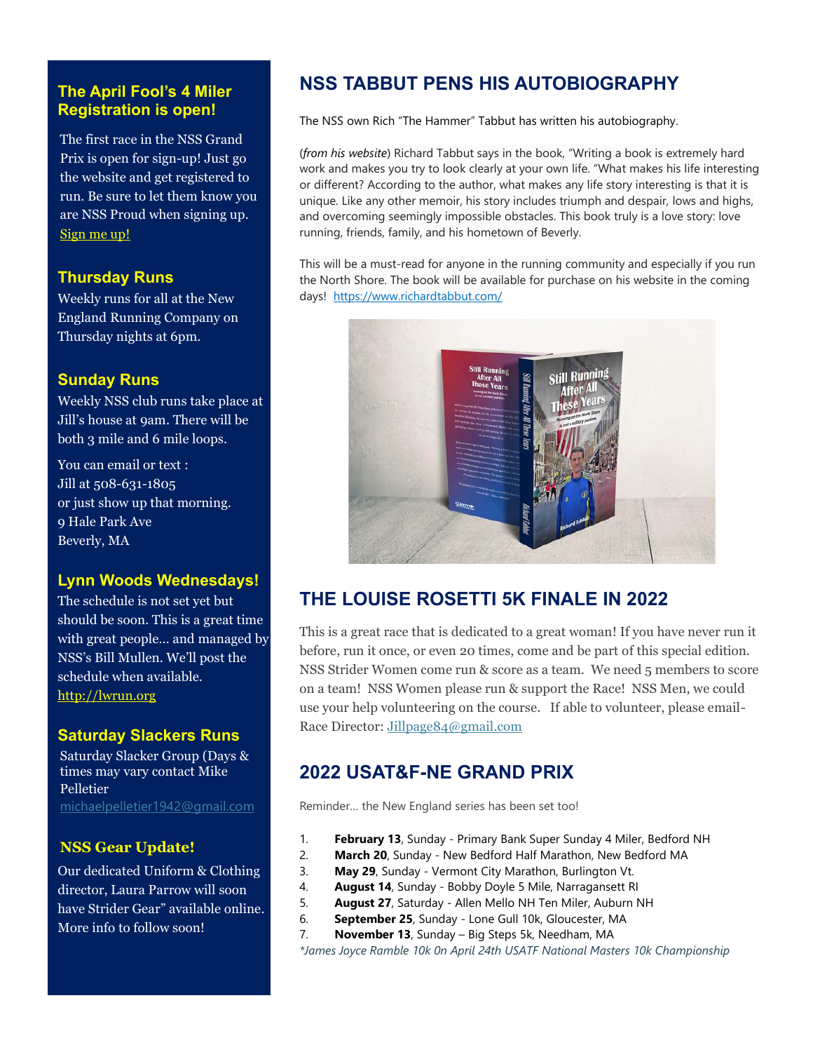## The April Fool's 4 Miler Registration is open!

The first race in the NSS Grand Prix is open for sign-up! Just go the website and get registered to run. Be sure to let them know you are NSS Proud when signing up. Sign me up!

## Thursday Runs

Weekly runs for all at the New England Running Company on Thursday nights at 6pm.

## Sunday Runs

Weekly NSS club runs take place at Jill's house at 9am. There will be both 3 mile and 6 mile loops.

You can email or text :
Jill at 508-631-1805
or just show up that morning.
9 Hale Park Ave
Beverly, MA

## Lynn Woods Wednesdays!

The schedule is not set yet but should be soon. This is a great time with great people… and managed by NSS's Bill Mullen. We'll post the schedule when available.
http://lwrun.org

## Saturday Slackers Runs

Saturday Slacker Group (Days & times may vary contact Mike Pelletier
michaelpelletier1942@gmail.com

## NSS Gear Update!

Our dedicated Uniform & Clothing director, Laura Parrow will soon have Strider Gear" available online. More info to follow soon!

## NSS TABBUT PENS HIS AUTOBIOGRAPHY

The NSS own Rich "The Hammer" Tabbut has written his autobiography.

(*from his website*) Richard Tabbut says in the book, "Writing a book is extremely hard work and makes you try to look clearly at your own life. "What makes his life interesting or different? According to the author, what makes any life story interesting is that it is unique. Like any other memoir, his story includes triumph and despair, lows and highs, and overcoming seemingly impossible obstacles. This book truly is a love story: love running, friends, family, and his hometown of Beverly.

This will be a must-read for anyone in the running community and especially if you run the North Shore. The book will be available for purchase on his website in the coming days! https://www.richardtabbut.com/

## THE LOUISE ROSETTI 5K FINALE IN 2022

This is a great race that is dedicated to a great woman! If you have never run it before, run it once, or even 20 times, come and be part of this special edition. NSS Strider Women come run & score as a team. We need 5 members to score on a team! NSS Women please run & support the Race! NSS Men, we could use your help volunteering on the course. If able to volunteer, please email- Race Director: Jillpage84@gmail.com

## 2022 USAT&F-NE GRAND PRIX

Reminder… the New England series has been set too!

1. **February 13**, Sunday - Primary Bank Super Sunday 4 Miler, Bedford NH
2. **March 20**, Sunday - New Bedford Half Marathon, New Bedford MA
3. **May 29**, Sunday - Vermont City Marathon, Burlington Vt.
4. **August 14**, Sunday - Bobby Doyle 5 Mile, Narragansett RI
5. **August 27**, Saturday - Allen Mello NH Ten Miler, Auburn NH
6. **September 25**, Sunday - Lone Gull 10k, Gloucester, MA
7. **November 13**, Sunday – Big Steps 5k, Needham, MA

*\*James Joyce Ramble 10k 0n April 24th USATF National Masters 10k Championship*